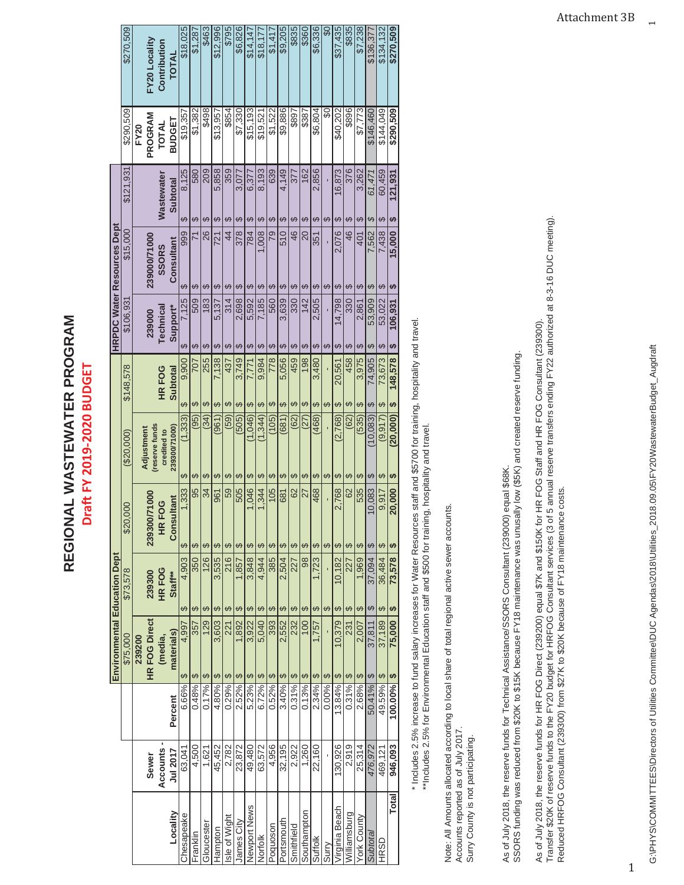Attachment 3B

# REGIONAL WASTEWATER PROGRAM

## Draft FY 2019-2020 BUDGET

| | | | Environmental Education Dept | | | | | HRPDC Water Resources Dept | | | | |
|---|---|---|---|---|---|---|---|---|---|---|---|---|
| | | | $75,000 | $73,578 | $20,000 | ($20,000) | $148,578 | $106,931 | $15,000 | $121,931 | $290,509 | $270,509 |
| Locality | Sewer Accounts - Jul 2017 | Percent | 239200 HR FOG Direct (media, materials) | 239300 HR FOG Staff** | 239300/71000 HR FOG Consultant | Adjustment (reserve funds credited to 239300/71000) | HR FOG Subtotal | 239000 Technical Support* | 239000/71000 SSORS Consultant | Wastewater Subtotal | FY20 PROGRAM TOTAL BUDGET | FY20 Locality Contribution TOTAL |
| Chesapeake | 63,041 | 6.66% | $ 4,997 | $ 4,903 | $ 1,333 | $ (1,333) | $ 9,900 | $ 7,125 | $ 999 | $ 8,125 | $19,357 | $18,025 |
| Franklin | 4,500 | 0.48% | $ 357 | $ 350 | $ 95 | $ (95) | $ 707 | $ 509 | $ 71 | $ 580 | $1,382 | $1,287 |
| Gloucester | 1,621 | 0.17% | $ 129 | $ 126 | $ 34 | $ (34) | $ 255 | $ 183 | $ 26 | $ 209 | $498 | $463 |
| Hampton | 45,452 | 4.80% | $ 3,603 | $ 3,535 | $ 961 | $ (961) | $ 7,138 | $ 5,137 | $ 721 | $ 5,858 | $13,957 | $12,996 |
| Isle of Wight | 2,782 | 0.29% | $ 221 | $ 216 | $ 59 | $ (59) | $ 437 | $ 314 | $ 44 | $ 359 | $854 | $795 |
| James City | 23,872 | 2.52% | $ 1,892 | $ 1,857 | $ 505 | $ (505) | $ 3,749 | $ 2,698 | $ 378 | $ 3,077 | $7,330 | $6,826 |
| Newport News | 49,480 | 5.23% | $ 3,922 | $ 3,848 | $ 1,046 | $ (1,046) | $ 7,771 | $ 5,592 | $ 784 | $ 6,377 | $15,193 | $14,147 |
| Norfolk | 63,572 | 6.72% | $ 5,040 | $ 4,944 | $ 1,344 | $ (1,344) | $ 9,984 | $ 7,185 | $ 1,008 | $ 8,193 | $19,521 | $18,177 |
| Poquoson | 4,956 | 0.52% | $ 393 | $ 385 | $ 105 | $ (105) | $ 778 | $ 560 | $ 79 | $ 639 | $1,522 | $1,417 |
| Portsmouth | 32,195 | 3.40% | $ 2,552 | $ 2,504 | $ 681 | $ (681) | $ 5,056 | $ 3,639 | $ 510 | $ 4,149 | $9,886 | $9,205 |
| Smithfield | 2,922 | 0.31% | $ 232 | $ 227 | $ 62 | $ (62) | $ 459 | $ 330 | $ 46 | $ 377 | $897 | $835 |
| Southampton | 1,260 | 0.13% | $ 100 | $ 98 | $ 27 | $ (27) | $ 198 | $ 142 | $ 20 | $ 162 | $387 | $360 |
| Suffolk | 22,160 | 2.34% | $ 1,757 | $ 1,723 | $ 468 | $ (468) | $ 3,480 | $ 2,505 | $ 351 | $ 2,856 | $6,804 | $6,336 |
| Surry | - | 0.00% | $ - | $ - | $ - | $ - | $ - | $ - | $ - | $ - | $0 | $0 |
| Virginia Beach | 130,926 | 13.84% | $ 10,379 | $ 10,182 | $ 2,768 | $ (2,768) | $ 20,561 | $ 14,798 | $ 2,076 | $ 16,873 | $40,202 | $37,435 |
| Williamsburg | 2,919 | 0.31% | $ 231 | $ 227 | $ 62 | $ (62) | $ 458 | $ 330 | $ 46 | $ 376 | $896 | $835 |
| York County | 25,314 | 2.68% | $ 2,007 | $ 1,969 | $ 535 | $ (535) | $ 3,975 | $ 2,861 | $ 401 | $ 3,262 | $7,773 | $7,238 |
| *Subtotal* | *476,972* | *50.41%* | *$ 37,811* | *$ 37,094* | *$ 10,083* | *$ (10,083)* | *$ 74,905* | *$ 53,909* | *$ 7,562* | *$ 61,471* | *$146,460* | *$136,377* |
| HRSD | 469,121 | 49.59% | $ 37,189 | $ 36,484 | $ 9,917 | $ (9,917) | $ 73,673 | $ 53,022 | $ 7,438 | $ 60,459 | $144,049 | $134,132 |
| **Total** | **946,093** | **100.00%** | **$ 75,000** | **$ 73,578** | **$ 20,000** | **$ (20,000)** | **$ 148,578** | **$ 106,931** | **$ 15,000** | **$ 121,931** | **$290,509** | **$270,509** |

\* Includes 2.5% increase to fund salary increases for Water Resources staff and $5700 for training, hospitality and travel.
\*\*Includes 2.5% for Environmental Education staff and $500 for training, hospitality and travel.

Note: All Amounts allocated according to local share of total regional active sewer accounts.
Accounts reported as of July 2017.
Surry County is not participating.

As of July 2018, the reserve funds for Technical Assistance/SSORS Consultant (239000) equal $68K.
SSORS funding was reduced from $20K to $15K because FY18 maintenance was unusually low ($5K) and created reserve funding.

As of July 2018, the reserve funds for HR FOG Direct (239200) equal $7K and $150K for HR FOG Staff and HR FOG Consultant (239300).
Transfer $20K of reserve funds to the FY20 budget for HRFOG Consultant services (3 of 5 annual reserve transfers ending FY22 authorized at 8-3-16 DUC meeting).
Reduced HRFOG Consultant (239300) from $27K to $20K because of FY18 maintenance costs.

G:\PHYS\COMMITTEES\Directors of Utilities Committee\DUC Agendas\2018\Utilities_2018.09.05\FY20WastewaterBudget_Augdraft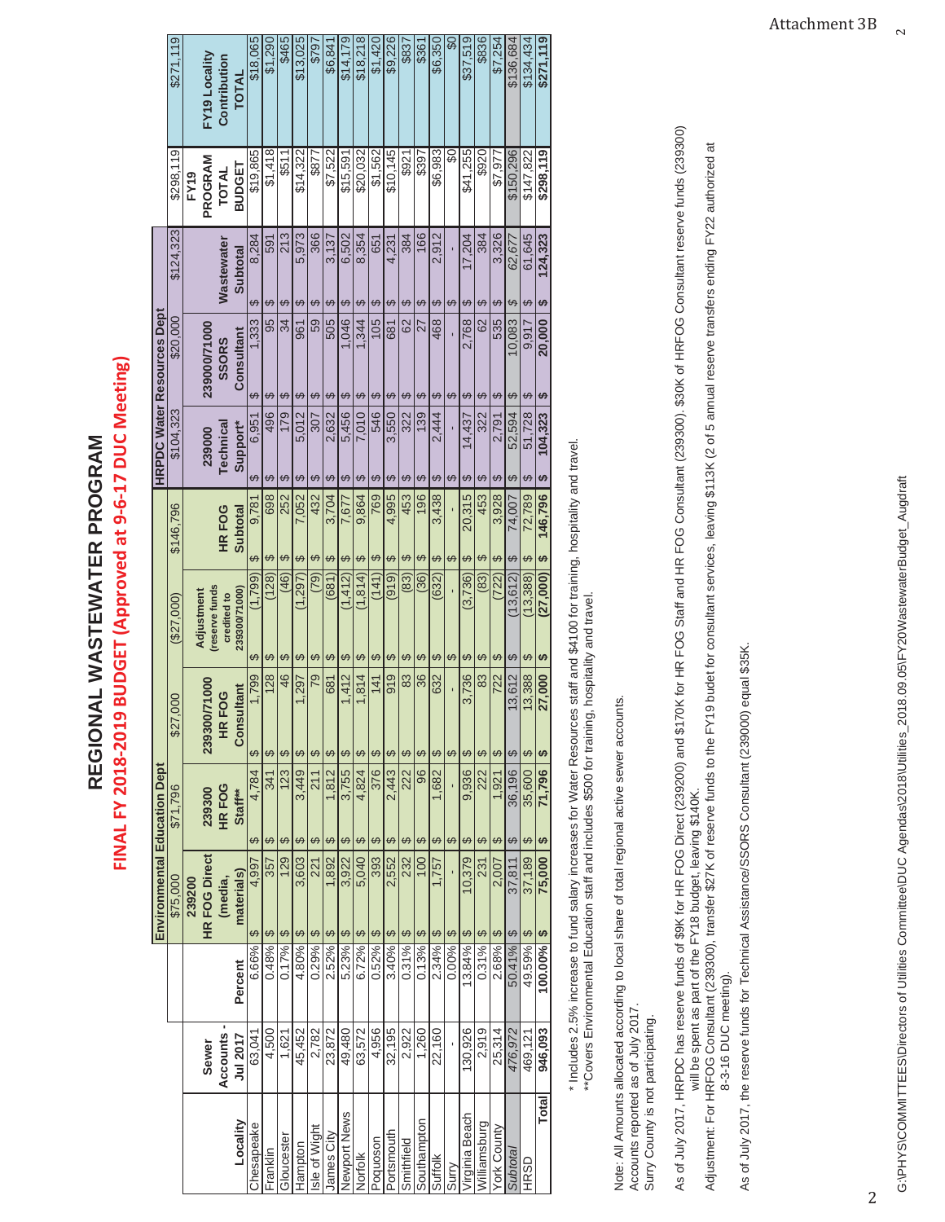Attachment 3B

# REGIONAL WASTEWATER PROGRAM

## FINAL FY 2018-2019 BUDGET (Approved at 9-6-17 DUC Meeting)

| | | | Environmental Education Dept | | | | | HRPDC Water Resources Dept | | | | |
|---|---|---|---|---|---|---|---|---|---|---|---|---|
| | | | $75,000 | $71,796 | $27,000 | ($27,000) | $146,796 | $104,323 | $20,000 | $124,323 | $298,119 | $271,119 |
| Locality | Sewer Accounts - Jul 2017 | Percent | 239200 HR FOG Direct (media, materials) | 239300 HR FOG Staff** | 239300/71000 HR FOG Consultant | Adjustment (reserve funds credited to 239300/71000) | HR FOG Subtotal | 239000 Technical Support* | 239000/71000 SSORS Consultant | Wastewater Subtotal | FY19 PROGRAM TOTAL BUDGET | FY19 Locality Contribution TOTAL |
| Chesapeake | 63,041 | 6.66% | $ 4,997 | $ 4,784 | $ 1,799 | $ (1,799) | $ 9,781 | $ 6,951 | $ 1,333 | $ 8,284 | $19,865 | $18,065 |
| Franklin | 4,500 | 0.48% | $ 357 | $ 341 | $ 128 | $ (128) | $ 698 | $ 496 | $ 95 | $ 591 | $1,418 | $1,290 |
| Gloucester | 1,621 | 0.17% | $ 129 | $ 123 | $ 46 | $ (46) | $ 252 | $ 179 | $ 34 | $ 213 | $511 | $465 |
| Hampton | 45,452 | 4.80% | $ 3,603 | $ 3,449 | $ 1,297 | $ (1,297) | $ 7,052 | $ 5,012 | $ 961 | $ 5,973 | $14,322 | $13,025 |
| Isle of Wight | 2,782 | 0.29% | $ 221 | $ 211 | $ 79 | $ (79) | $ 432 | $ 307 | $ 59 | $ 366 | $877 | $797 |
| James City | 23,872 | 2.52% | $ 1,892 | $ 1,812 | $ 681 | $ (681) | $ 3,704 | $ 2,632 | $ 505 | $ 3,137 | $7,522 | $6,841 |
| Newport News | 49,480 | 5.23% | $ 3,922 | $ 3,755 | $ 1,412 | $ (1,412) | $ 7,677 | $ 5,456 | $ 1,046 | $ 6,502 | $15,591 | $14,179 |
| Norfolk | 63,572 | 6.72% | $ 5,040 | $ 4,824 | $ 1,814 | $ (1,814) | $ 9,864 | $ 7,010 | $ 1,344 | $ 8,354 | $20,032 | $18,218 |
| Poquoson | 4,956 | 0.52% | $ 393 | $ 376 | $ 141 | $ (141) | $ 769 | $ 546 | $ 105 | $ 651 | $1,562 | $1,420 |
| Portsmouth | 32,195 | 3.40% | $ 2,552 | $ 2,443 | $ 919 | $ (919) | $ 4,995 | $ 3,550 | $ 681 | $ 4,231 | $10,145 | $9,226 |
| Smithfield | 2,922 | 0.31% | $ 232 | $ 222 | $ 83 | $ (83) | $ 453 | $ 322 | $ 62 | $ 384 | $921 | $837 |
| Southampton | 1,260 | 0.13% | $ 100 | $ 96 | $ 36 | $ (36) | $ 196 | $ 139 | $ 27 | $ 166 | $397 | $361 |
| Suffolk | 22,160 | 2.34% | $ 1,757 | $ 1,682 | $ 632 | $ (632) | $ 3,438 | $ 2,444 | $ 468 | $ 2,912 | $6,983 | $6,350 |
| Surry | - | 0.00% | $ - | $ - | $ - | $ - | $ - | $ - | $ - | $ - | $0 | $0 |
| Virginia Beach | 130,926 | 13.84% | $ 10,379 | $ 9,936 | $ 3,736 | $ (3,736) | $ 20,315 | $ 14,437 | $ 2,768 | $ 17,204 | $41,255 | $37,519 |
| Williamsburg | 2,919 | 0.31% | $ 231 | $ 222 | $ 83 | $ (83) | $ 453 | $ 322 | $ 62 | $ 384 | $920 | $836 |
| York County | 25,314 | 2.68% | $ 2,007 | $ 1,921 | $ 722 | $ (722) | $ 3,928 | $ 2,791 | $ 535 | $ 3,326 | $7,977 | $7,254 |
| *Subtotal* | *476,972* | 50.41% | $ 37,811 | $ 36,196 | $ 13,612 | $ (13,612) | $ 74,007 | $ 52,594 | $ 10,083 | $ 62,677 | $150,296 | $136,684 |
| HRSD | 469,121 | 49.59% | $ 37,189 | $ 35,600 | $ 13,388 | $ (13,388) | $ 72,789 | $ 51,728 | $ 9,917 | $ 61,645 | $147,822 | $134,434 |
| **Total** | **946,093** | **100.00%** | **$ 75,000** | **$ 71,796** | **$ 27,000** | **$ (27,000)** | **$ 146,796** | **$ 104,323** | **$ 20,000** | **$ 124,323** | **$298,119** | **$271,119** |

\* Includes 2.5% increase to fund salary increases for Water Resources staff and $4100 for training, hospitality and travel.
\*\*Covers Environmental Education staff and includes $500 for training, hospitality and travel.

Note: All Amounts allocated according to local share of total regional active sewer accounts.
Accounts reported as of July 2017.
Surry County is not participating.

As of July 2017, HRPDC has reserve funds of $9K for HR FOG Direct (239200) and $170K for HR FOG Staff and HR FOG Consultant (239300). $30K of HRFOG Consultant reserve funds (239300) will be spent as part of the FY18 budget, leaving $140K.

Adjustment: For HRFOG Consultant (239300), transfer $27K of reserve funds to the FY19 budet for consultant services, leaving $113K (2 of 5 annual reserve transfers ending FY22 authorized at 8-3-16 DUC meeting).

As of July 2017, the reserve funds for Technical Assistance/SSORS Consultant (239000) equal $35K.

G:\PHYS\COMMITTEES\Directors of Utilities Committee\DUC Agendas\2018\Utilities_2018.09.05\FY20WastewaterBudget_Augdraft